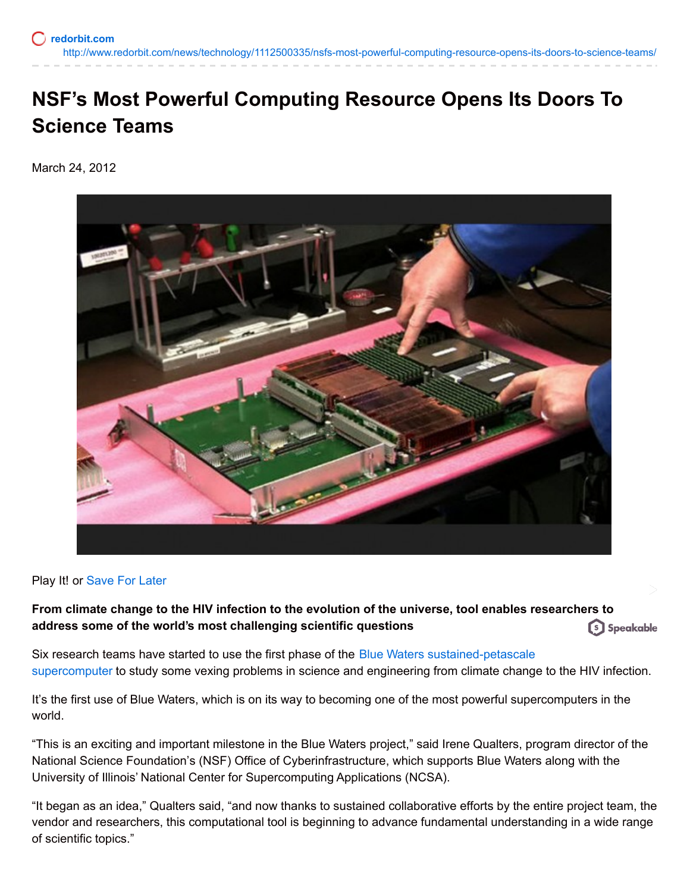redorbit.com
http://www.redorbit.com/news/technology/1112500335/nsfs-most-powerful-computing-resource-opens-its-doors-to-science-teams/

# NSF's Most Powerful Computing Resource Opens Its Doors To Science Teams

March 24, 2012

Play It! or Save For Later

**From climate change to the HIV infection to the evolution of the universe, tool enables researchers to address some of the world's most challenging scientific questions**

Six research teams have started to use the first phase of the Blue Waters sustained-petascale supercomputer to study some vexing problems in science and engineering from climate change to the HIV infection.

It's the first use of Blue Waters, which is on its way to becoming one of the most powerful supercomputers in the world.

"This is an exciting and important milestone in the Blue Waters project," said Irene Qualters, program director of the National Science Foundation's (NSF) Office of Cyberinfrastructure, which supports Blue Waters along with the University of Illinois' National Center for Supercomputing Applications (NCSA).

"It began as an idea," Qualters said, "and now thanks to sustained collaborative efforts by the entire project team, the vendor and researchers, this computational tool is beginning to advance fundamental understanding in a wide range of scientific topics."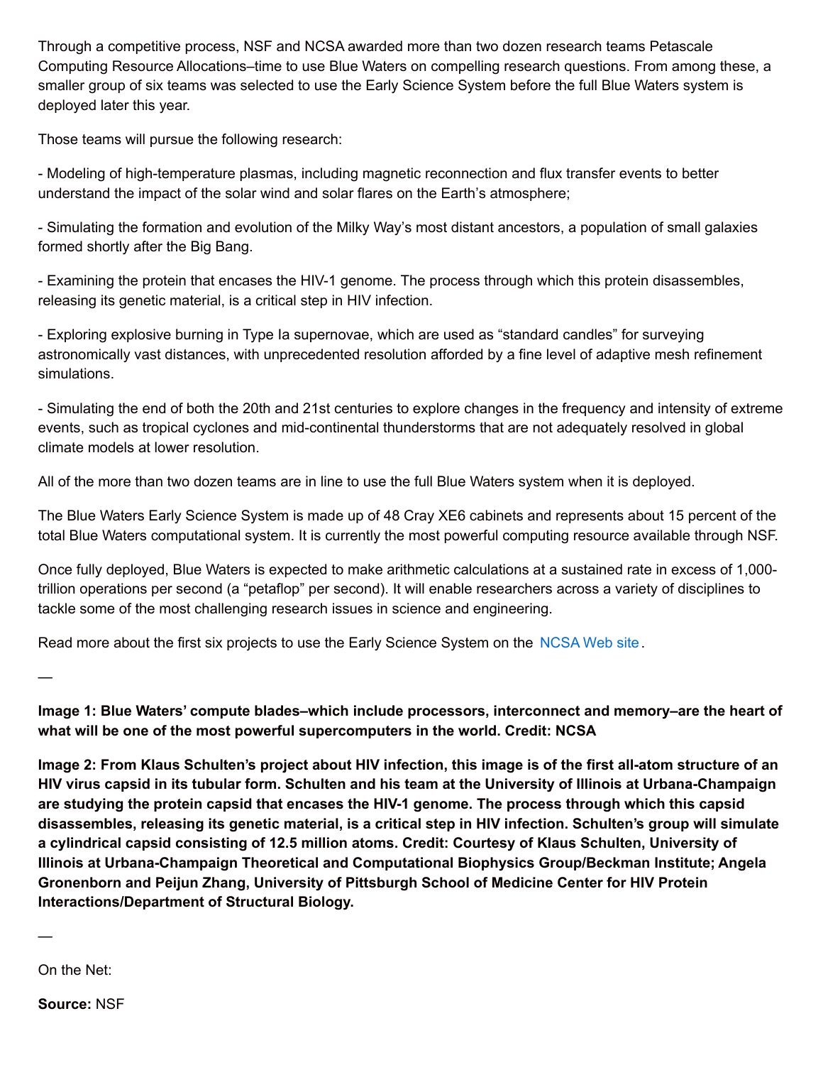Through a competitive process, NSF and NCSA awarded more than two dozen research teams Petascale Computing Resource Allocations–time to use Blue Waters on compelling research questions. From among these, a smaller group of six teams was selected to use the Early Science System before the full Blue Waters system is deployed later this year.

Those teams will pursue the following research:

- Modeling of high-temperature plasmas, including magnetic reconnection and flux transfer events to better understand the impact of the solar wind and solar flares on the Earth's atmosphere;

- Simulating the formation and evolution of the Milky Way's most distant ancestors, a population of small galaxies formed shortly after the Big Bang.

- Examining the protein that encases the HIV-1 genome. The process through which this protein disassembles, releasing its genetic material, is a critical step in HIV infection.

- Exploring explosive burning in Type Ia supernovae, which are used as "standard candles" for surveying astronomically vast distances, with unprecedented resolution afforded by a fine level of adaptive mesh refinement simulations.

- Simulating the end of both the 20th and 21st centuries to explore changes in the frequency and intensity of extreme events, such as tropical cyclones and mid-continental thunderstorms that are not adequately resolved in global climate models at lower resolution.

All of the more than two dozen teams are in line to use the full Blue Waters system when it is deployed.

The Blue Waters Early Science System is made up of 48 Cray XE6 cabinets and represents about 15 percent of the total Blue Waters computational system. It is currently the most powerful computing resource available through NSF.

Once fully deployed, Blue Waters is expected to make arithmetic calculations at a sustained rate in excess of 1,000-trillion operations per second (a "petaflop" per second). It will enable researchers across a variety of disciplines to tackle some of the most challenging research issues in science and engineering.

Read more about the first six projects to use the Early Science System on the NCSA Web site.

—

**Image 1: Blue Waters' compute blades–which include processors, interconnect and memory–are the heart of what will be one of the most powerful supercomputers in the world. Credit: NCSA**

**Image 2: From Klaus Schulten's project about HIV infection, this image is of the first all-atom structure of an HIV virus capsid in its tubular form. Schulten and his team at the University of Illinois at Urbana-Champaign are studying the protein capsid that encases the HIV-1 genome. The process through which this capsid disassembles, releasing its genetic material, is a critical step in HIV infection. Schulten's group will simulate a cylindrical capsid consisting of 12.5 million atoms. Credit: Courtesy of Klaus Schulten, University of Illinois at Urbana-Champaign Theoretical and Computational Biophysics Group/Beckman Institute; Angela Gronenborn and Peijun Zhang, University of Pittsburgh School of Medicine Center for HIV Protein Interactions/Department of Structural Biology.**

—

On the Net:

**Source:** NSF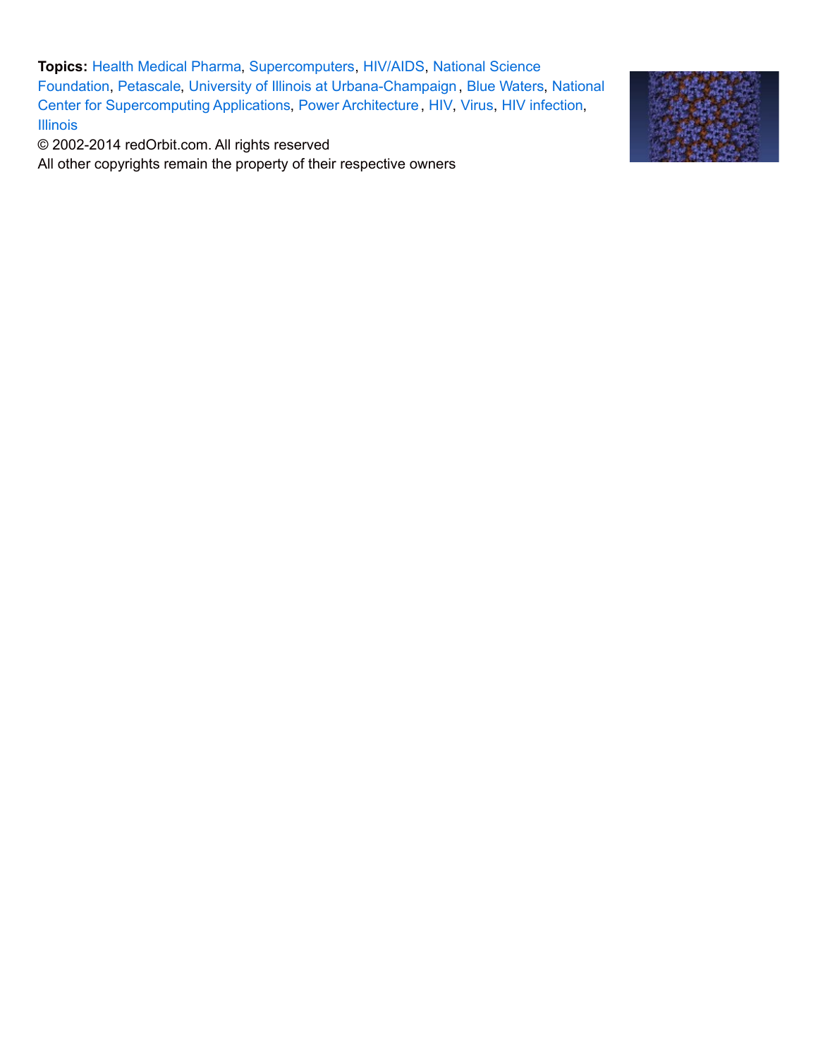**Topics:** Health Medical Pharma, Supercomputers, HIV/AIDS, National Science Foundation, Petascale, University of Illinois at Urbana-Champaign, Blue Waters, National Center for Supercomputing Applications, Power Architecture, HIV, Virus, HIV infection, Illinois

© 2002-2014 redOrbit.com. All rights reserved

All other copyrights remain the property of their respective owners